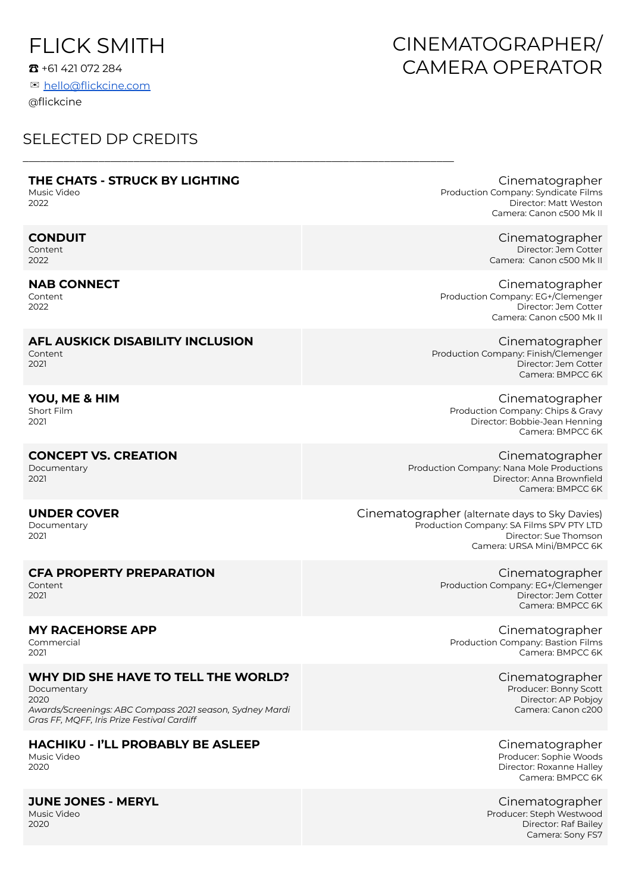# FLICK SMITH

☎ +61 421 072 284

✉ hello@flickcine.com

@flickcine

# CINEMATOGRAPHER/ CAMERA OPERATOR

## SELECTED DP CREDITS

---

**THE CHATS - STRUCK BY LIGHTING**
Music Video
2022

Cinematographer
Production Company: Syndicate Films
Director: Matt Weston
Camera: Canon c500 Mk II

**CONDUIT**
Content
2022

Cinematographer
Director: Jem Cotter
Camera: Canon c500 Mk II

**NAB CONNECT**
Content
2022

Cinematographer
Production Company: EG+/Clemenger
Director: Jem Cotter
Camera: Canon c500 Mk II

**AFL AUSKICK DISABILITY INCLUSION**
Content
2021

Cinematographer
Production Company: Finish/Clemenger
Director: Jem Cotter
Camera: BMPCC 6K

**YOU, ME & HIM**
Short Film
2021

Cinematographer
Production Company: Chips & Gravy
Director: Bobbie-Jean Henning
Camera: BMPCC 6K

**CONCEPT VS. CREATION**
Documentary
2021

Cinematographer
Production Company: Nana Mole Productions
Director: Anna Brownfield
Camera: BMPCC 6K

**UNDER COVER**
Documentary
2021

Cinematographer (alternate days to Sky Davies)
Production Company: SA Films SPV PTY LTD
Director: Sue Thomson
Camera: URSA Mini/BMPCC 6K

**CFA PROPERTY PREPARATION**
Content
2021

Cinematographer
Production Company: EG+/Clemenger
Director: Jem Cotter
Camera: BMPCC 6K

**MY RACEHORSE APP**
Commercial
2021

Cinematographer
Production Company: Bastion Films
Camera: BMPCC 6K

**WHY DID SHE HAVE TO TELL THE WORLD?**
Documentary
2020
*Awards/Screenings: ABC Compass 2021 season, Sydney Mardi Gras FF, MQFF, Iris Prize Festival Cardiff*

Cinematographer
Producer: Bonny Scott
Director: AP Pobjoy
Camera: Canon c200

**HACHIKU - I'LL PROBABLY BE ASLEEP**
Music Video
2020

Cinematographer
Producer: Sophie Woods
Director: Roxanne Halley
Camera: BMPCC 6K

**JUNE JONES - MERYL**
Music Video
2020

Cinematographer
Producer: Steph Westwood
Director: Raf Bailey
Camera: Sony FS7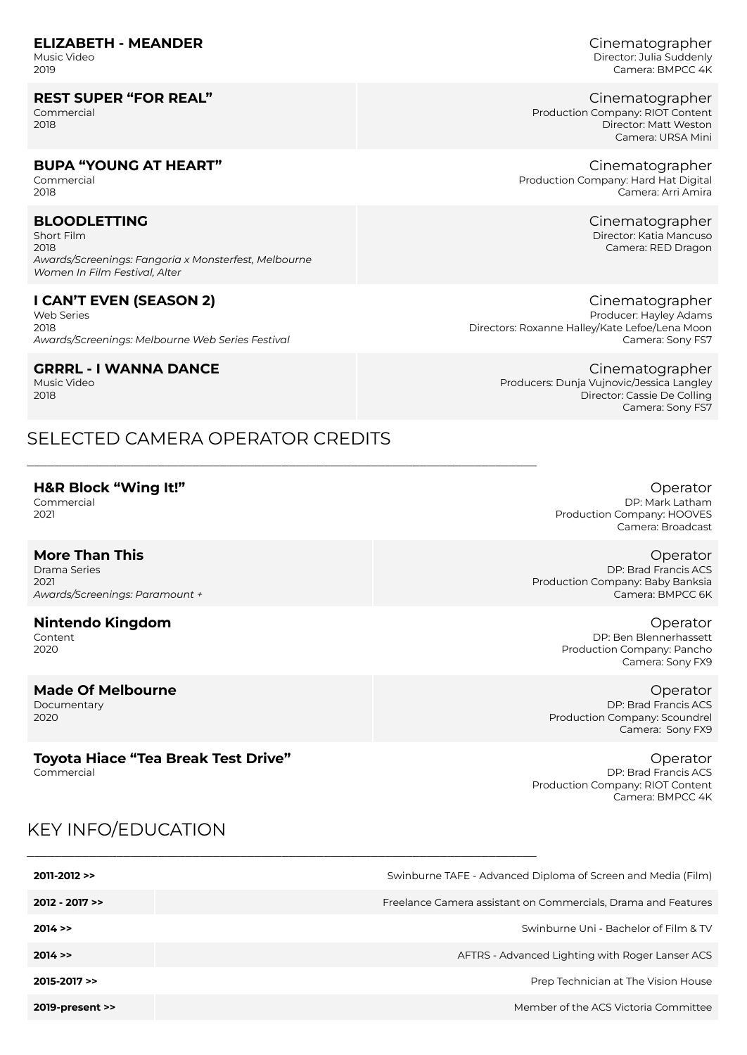### ELIZABETH - MEANDER
Music Video
2019

Cinematographer
Director: Julia Suddenly
Camera: BMPCC 4K

### REST SUPER "FOR REAL"
Commercial
2018

Cinematographer
Production Company: RIOT Content
Director: Matt Weston
Camera: URSA Mini

### BUPA "YOUNG AT HEART"
Commercial
2018

Cinematographer
Production Company: Hard Hat Digital
Camera: Arri Amira

### BLOODLETTING
Short Film
2018
*Awards/Screenings: Fangoria x Monsterfest, Melbourne Women In Film Festival, Alter*

Cinematographer
Director: Katia Mancuso
Camera: RED Dragon

### I CAN'T EVEN (SEASON 2)
Web Series
2018
*Awards/Screenings: Melbourne Web Series Festival*

Cinematographer
Producer: Hayley Adams
Directors: Roxanne Halley/Kate Lefoe/Lena Moon
Camera: Sony FS7

### GRRRL - I WANNA DANCE
Music Video
2018

Cinematographer
Producers: Dunja Vujnovic/Jessica Langley
Director: Cassie De Colling
Camera: Sony FS7

## SELECTED CAMERA OPERATOR CREDITS

### H&R Block "Wing It!"
Commercial
2021

Operator
DP: Mark Latham
Production Company: HOOVES
Camera: Broadcast

### More Than This
Drama Series
2021
*Awards/Screenings: Paramount +*

Operator
DP: Brad Francis ACS
Production Company: Baby Banksia
Camera: BMPCC 6K

### Nintendo Kingdom
Content
2020

Operator
DP: Ben Blennerhassett
Production Company: Pancho
Camera: Sony FX9

### Made Of Melbourne
Documentary
2020

Operator
DP: Brad Francis ACS
Production Company: Scoundrel
Camera: Sony FX9

### Toyota Hiace "Tea Break Test Drive"
Commercial

Operator
DP: Brad Francis ACS
Production Company: RIOT Content
Camera: BMPCC 4K

## KEY INFO/EDUCATION

| | |
|---|---|
| **2011-2012 >>** | Swinburne TAFE - Advanced Diploma of Screen and Media (Film) |
| **2012 - 2017 >>** | Freelance Camera assistant on Commercials, Drama and Features |
| **2014 >>** | Swinburne Uni - Bachelor of Film & TV |
| **2014 >>** | AFTRS - Advanced Lighting with Roger Lanser ACS |
| **2015-2017 >>** | Prep Technician at The Vision House |
| **2019-present >>** | Member of the ACS Victoria Committee |